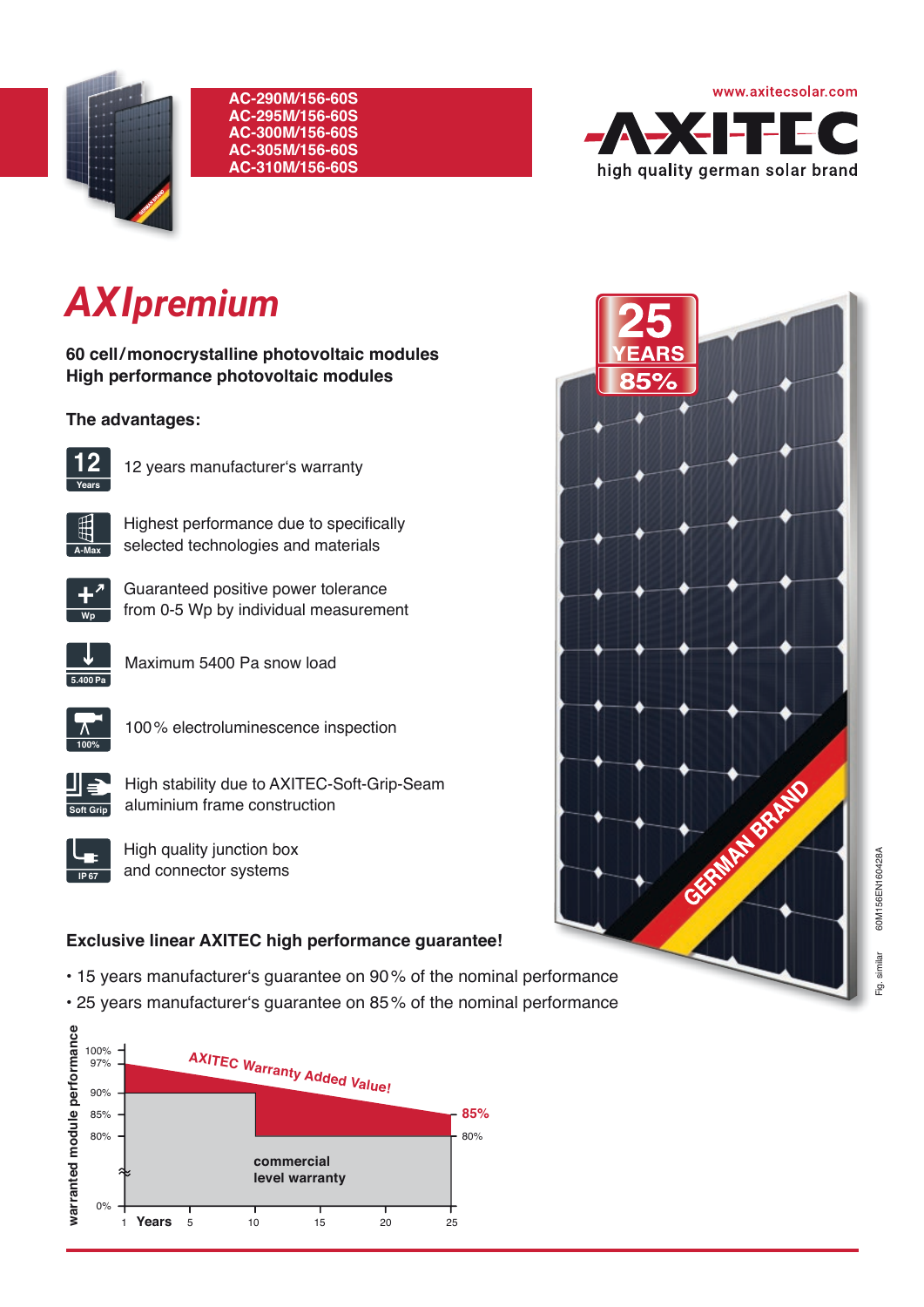AC-290M/156-60S
AC-295M/156-60S
AC-300M/156-60S
AC-305M/156-60S
AC-310M/156-60S

www.axitecsolar.com

AXITEC
high quality german solar brand

# AXIpremium

**60 cell/monocrystalline photovoltaic modules**
**High performance photovoltaic modules**

**The advantages:**

- 12 years manufacturer's warranty
- Highest performance due to specifically selected technologies and materials
- Guaranteed positive power tolerance from 0-5 Wp by individual measurement
- Maximum 5400 Pa snow load
- 100% electroluminescence inspection
- High stability due to AXITEC-Soft-Grip-Seam aluminium frame construction
- High quality junction box and connector systems

25 YEARS 85%

GERMAN BRAND

**Exclusive linear AXITEC high performance guarantee!**

- 15 years manufacturer's guarantee on 90% of the nominal performance
- 25 years manufacturer's guarantee on 85% of the nominal performance

AXITEC Warranty Added Value!

commercial level warranty

warranted module performance: 100%, 97%, 90%, 85%, 80%, 0%

Years: 1, 5, 10, 15, 20, 25

85% / 80%

Fig. similar 60M156EN160428A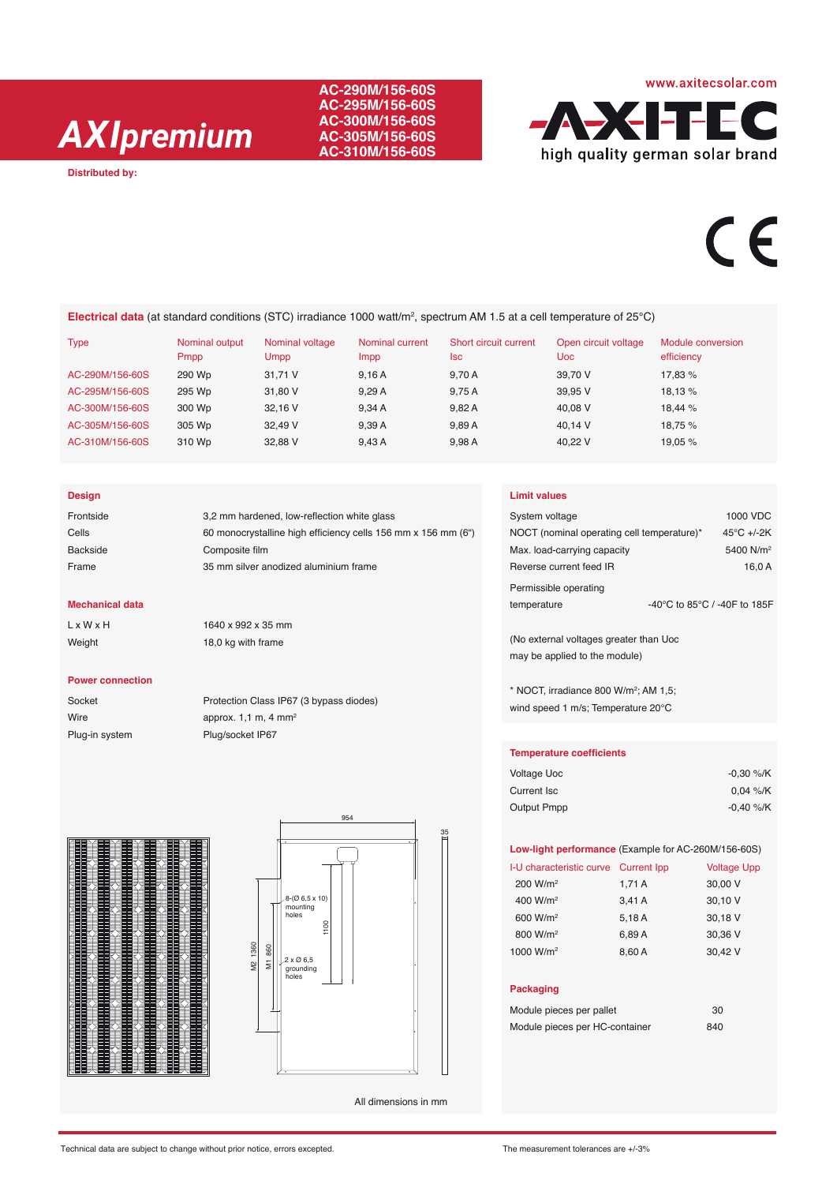# AXIpremium

**AC-290M/156-60S**
**AC-295M/156-60S**
**AC-300M/156-60S**
**AC-305M/156-60S**
**AC-310M/156-60S**

www.axitecsolar.com

AXITEC
high quality german solar brand

**Distributed by:**

CE

**Electrical data** (at standard conditions (STC) irradiance 1000 watt/m², spectrum AM 1.5 at a cell temperature of 25°C)

| Type | Nominal output Pmpp | Nominal voltage Umpp | Nominal current Impp | Short circuit current Isc | Open circuit voltage Uoc | Module conversion efficiency |
|---|---|---|---|---|---|---|
| AC-290M/156-60S | 290 Wp | 31,71 V | 9,16 A | 9,70 A | 39,70 V | 17,83 % |
| AC-295M/156-60S | 295 Wp | 31,80 V | 9,29 A | 9,75 A | 39,95 V | 18,13 % |
| AC-300M/156-60S | 300 Wp | 32,16 V | 9,34 A | 9,82 A | 40,08 V | 18,44 % |
| AC-305M/156-60S | 305 Wp | 32,49 V | 9,39 A | 9,89 A | 40,14 V | 18,75 % |
| AC-310M/156-60S | 310 Wp | 32,88 V | 9,43 A | 9,98 A | 40,22 V | 19,05 % |

## Design

| | |
|---|---|
| Frontside | 3,2 mm hardened, low-reflection white glass |
| Cells | 60 monocrystalline high efficiency cells 156 mm x 156 mm (6") |
| Backside | Composite film |
| Frame | 35 mm silver anodized aluminium frame |

## Mechanical data

| | |
|---|---|
| L x W x H | 1640 x 992 x 35 mm |
| Weight | 18,0 kg with frame |

## Power connection

| | |
|---|---|
| Socket | Protection Class IP67 (3 bypass diodes) |
| Wire | approx. 1,1 m, 4 mm² |
| Plug-in system | Plug/socket IP67 |

954

35

8-(Ø 6,5 x 10) mounting holes

1100

M2 1360

M1 860

2 x Ø 6,5 grounding holes

All dimensions in mm

## Limit values

| | |
|---|---|
| System voltage | 1000 VDC |
| NOCT (nominal operating cell temperature)* | 45°C +/-2K |
| Max. load-carrying capacity | 5400 N/m² |
| Reverse current feed IR | 16,0 A |
| Permissible operating temperature | -40°C to 85°C / -40F to 185F |

(No external voltages greater than Uoc may be applied to the module)

* NOCT, irradiance 800 W/m²; AM 1,5; wind speed 1 m/s; Temperature 20°C

## Temperature coefficients

| | |
|---|---|
| Voltage Uoc | -0,30 %/K |
| Current Isc | 0,04 %/K |
| Output Pmpp | -0,40 %/K |

**Low-light performance** (Example for AC-260M/156-60S)

| I-U characteristic curve | Current Ipp | Voltage Upp |
|---|---|---|
| 200 W/m² | 1,71 A | 30,00 V |
| 400 W/m² | 3,41 A | 30,10 V |
| 600 W/m² | 5,18 A | 30,18 V |
| 800 W/m² | 6,89 A | 30,36 V |
| 1000 W/m² | 8,60 A | 30,42 V |

## Packaging

| | |
|---|---|
| Module pieces per pallet | 30 |
| Module pieces per HC-container | 840 |

Technical data are subject to change without prior notice, errors excepted.

The measurement tolerances are +/-3%